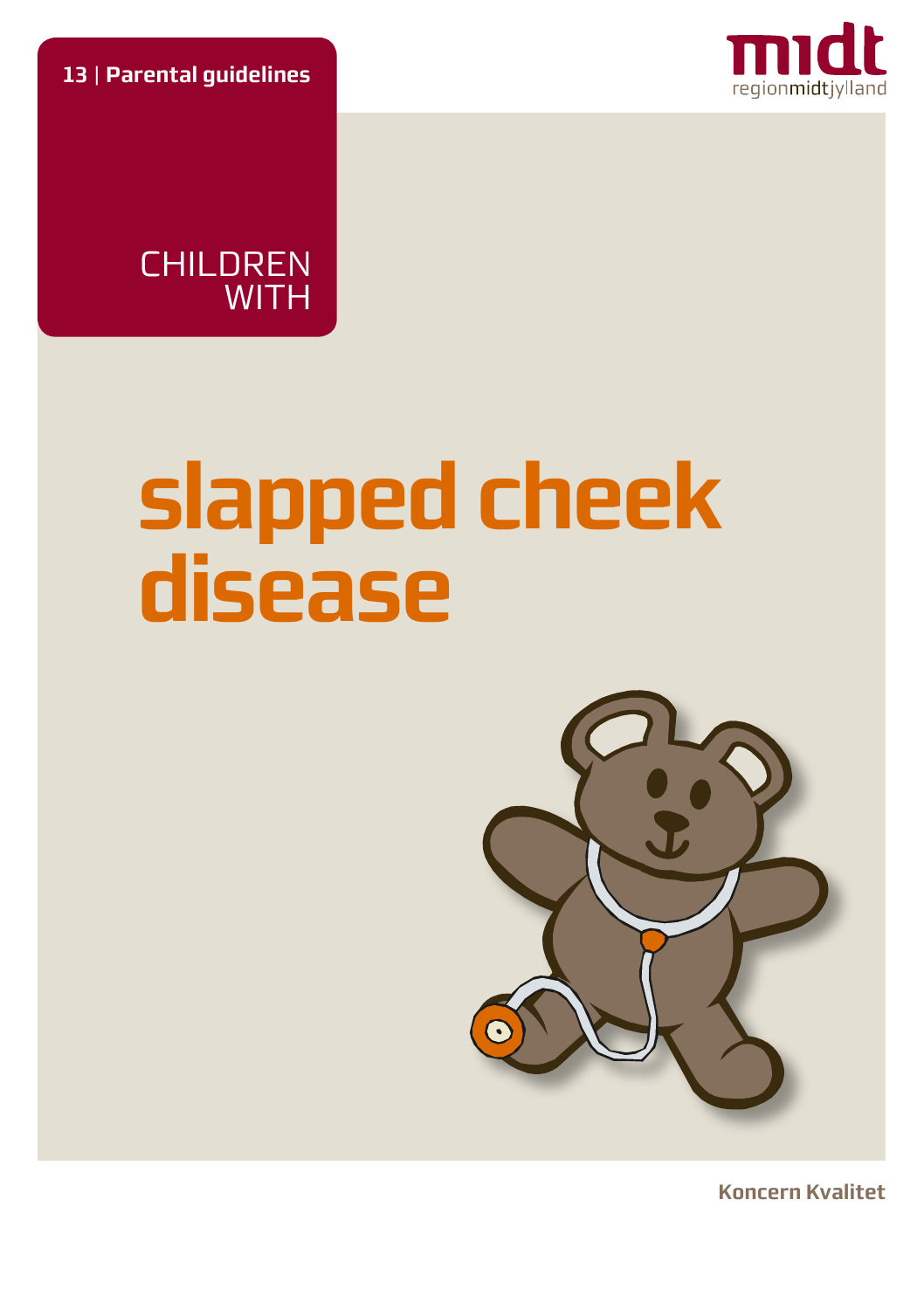**13 | Parental guidelines**

midt
regionmidtjylland

CHILDREN WITH

# slapped cheek disease

**Koncern Kvalitet**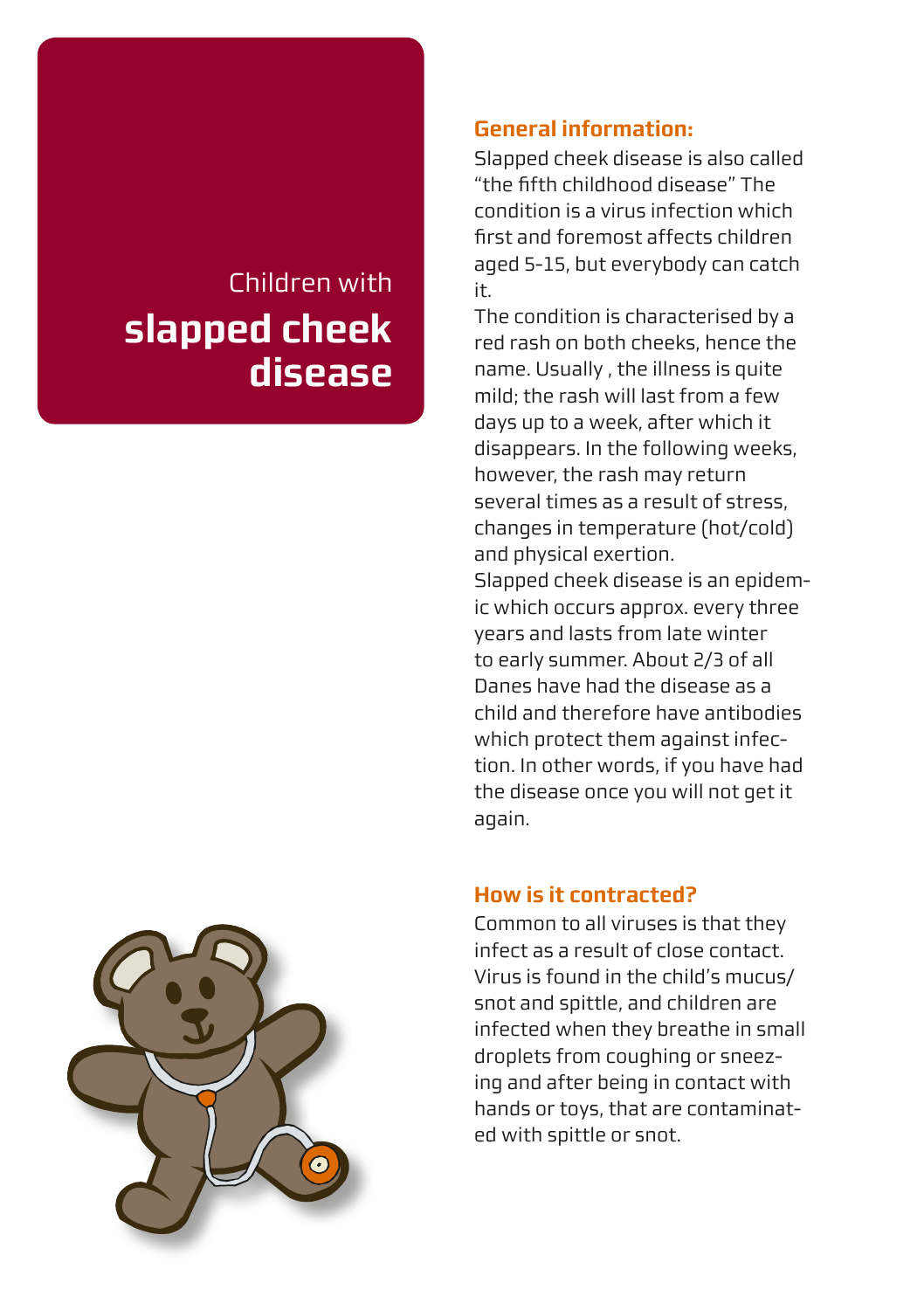# Children with **slapped cheek disease**

## General information:

Slapped cheek disease is also called "the fifth childhood disease" The condition is a virus infection which first and foremost affects children aged 5-15, but everybody can catch it.

The condition is characterised by a red rash on both cheeks, hence the name. Usually , the illness is quite mild; the rash will last from a few days up to a week, after which it disappears. In the following weeks, however, the rash may return several times as a result of stress, changes in temperature (hot/cold) and physical exertion.

Slapped cheek disease is an epidemic which occurs approx. every three years and lasts from late winter to early summer. About 2/3 of all Danes have had the disease as a child and therefore have antibodies which protect them against infection. In other words, if you have had the disease once you will not get it again.

## How is it contracted?

Common to all viruses is that they infect as a result of close contact. Virus is found in the child's mucus/snot and spittle, and children are infected when they breathe in small droplets from coughing or sneezing and after being in contact with hands or toys, that are contaminated with spittle or snot.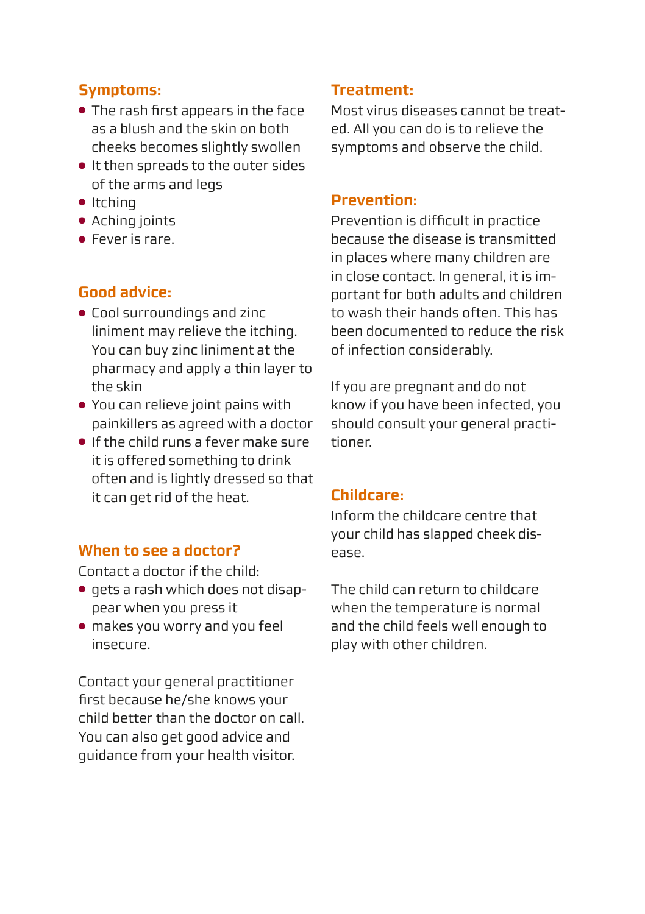## Symptoms:

- The rash first appears in the face as a blush and the skin on both cheeks becomes slightly swollen
- It then spreads to the outer sides of the arms and legs
- Itching
- Aching joints
- Fever is rare.

## Good advice:

- Cool surroundings and zinc liniment may relieve the itching. You can buy zinc liniment at the pharmacy and apply a thin layer to the skin
- You can relieve joint pains with painkillers as agreed with a doctor
- If the child runs a fever make sure it is offered something to drink often and is lightly dressed so that it can get rid of the heat.

## When to see a doctor?

Contact a doctor if the child:

- gets a rash which does not disappear when you press it
- makes you worry and you feel insecure.

Contact your general practitioner first because he/she knows your child better than the doctor on call. You can also get good advice and guidance from your health visitor.

## Treatment:

Most virus diseases cannot be treated. All you can do is to relieve the symptoms and observe the child.

## Prevention:

Prevention is difficult in practice because the disease is transmitted in places where many children are in close contact. In general, it is important for both adults and children to wash their hands often. This has been documented to reduce the risk of infection considerably.

If you are pregnant and do not know if you have been infected, you should consult your general practitioner.

## Childcare:

Inform the childcare centre that your child has slapped cheek disease.

The child can return to childcare when the temperature is normal and the child feels well enough to play with other children.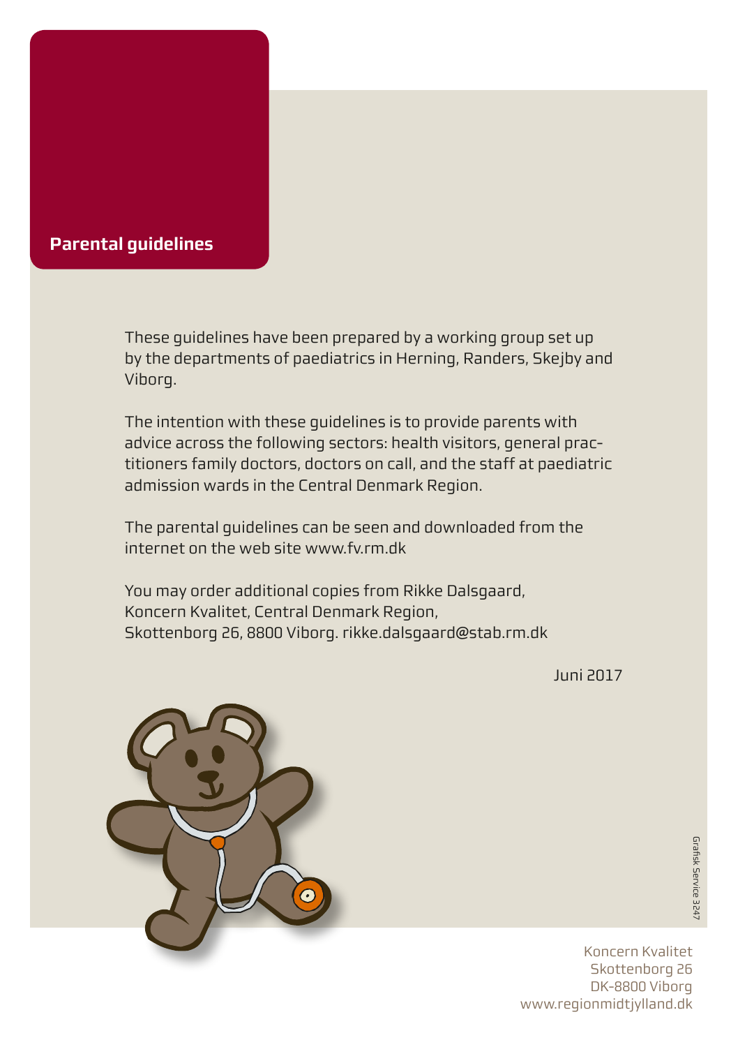## Parental guidelines

These guidelines have been prepared by a working group set up by the departments of paediatrics in Herning, Randers, Skejby and Viborg.

The intention with these guidelines is to provide parents with advice across the following sectors: health visitors, general practitioners family doctors, doctors on call, and the staff at paediatric admission wards in the Central Denmark Region.

The parental guidelines can be seen and downloaded from the internet on the web site www.fv.rm.dk

You may order additional copies from Rikke Dalsgaard,
Koncern Kvalitet, Central Denmark Region,
Skottenborg 26, 8800 Viborg. rikke.dalsgaard@stab.rm.dk

Juni 2017

Grafisk Service 3247

Koncern Kvalitet
Skottenborg 26
DK-8800 Viborg
www.regionmidtjylland.dk